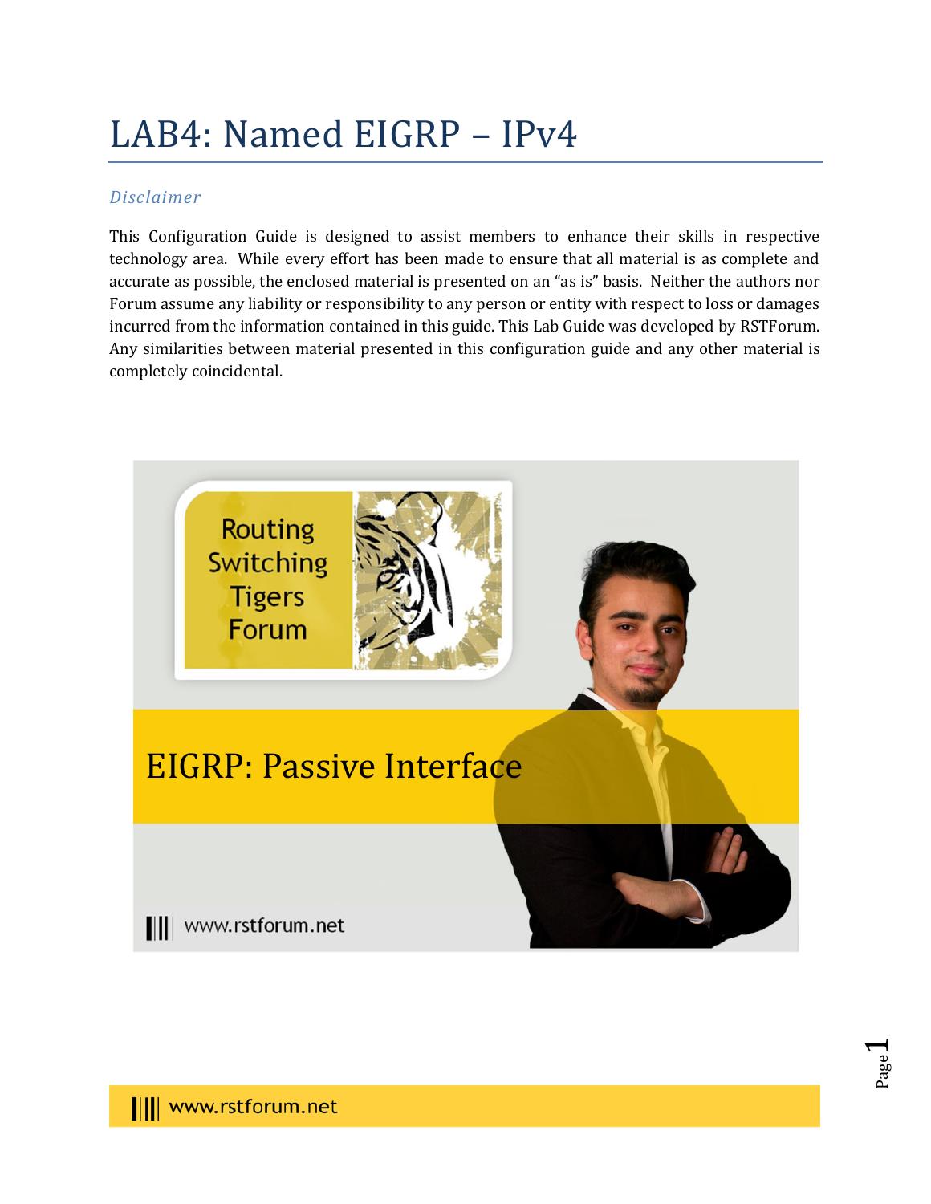# LAB4: Named EIGRP – IPv4

## *Disclaimer*

This Configuration Guide is designed to assist members to enhance their skills in respective technology area. While every effort has been made to ensure that all material is as complete and accurate as possible, the enclosed material is presented on an "as is" basis. Neither the authors nor Forum assume any liability or responsibility to any person or entity with respect to loss or damages incurred from the information contained in this guide. This Lab Guide was developed by RSTForum. Any similarities between material presented in this configuration guide and any other material is completely coincidental.

Routing Switching Tigers Forum

EIGRP: Passive Interface

www.rstforum.net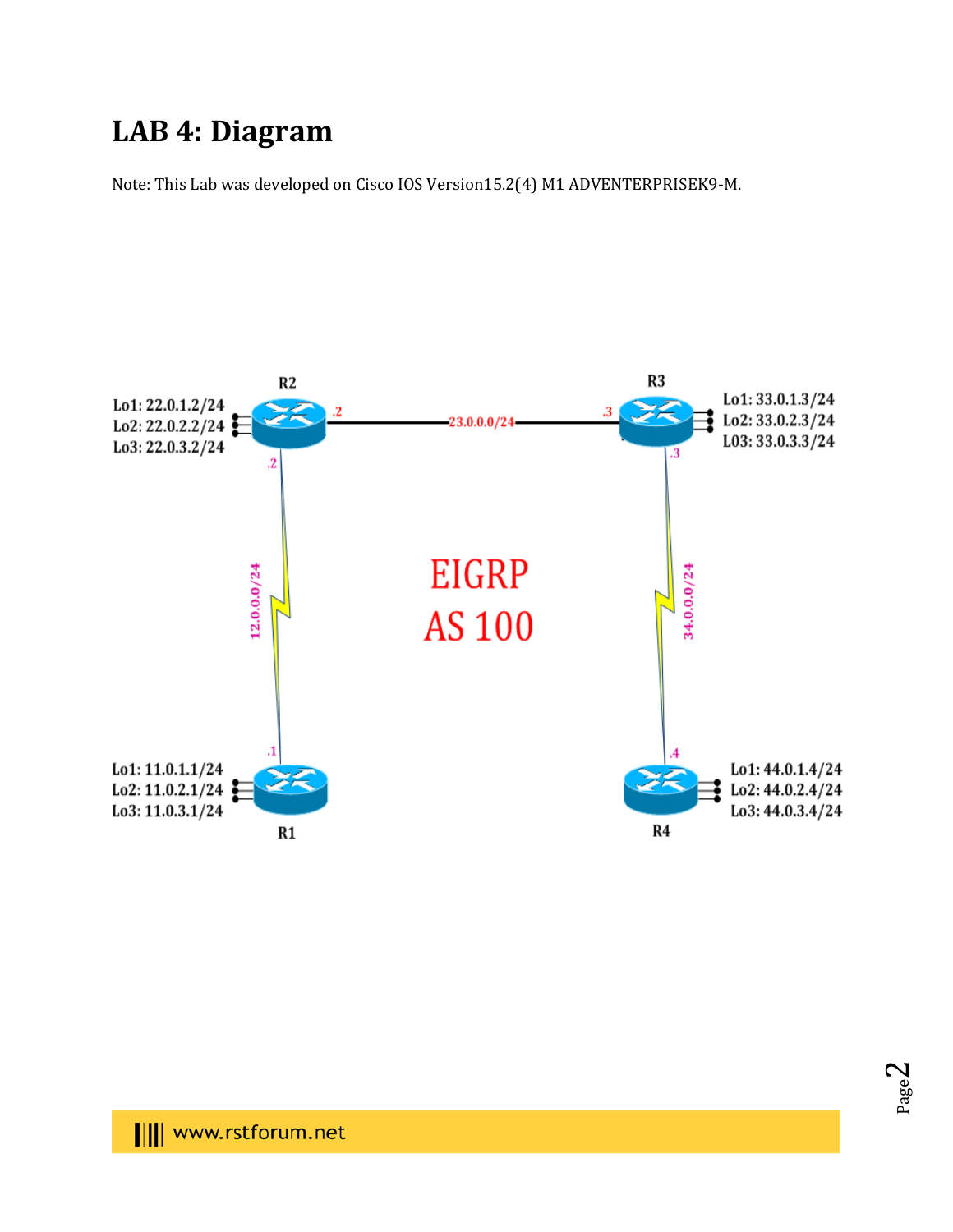# LAB 4: Diagram

Note: This Lab was developed on Cisco IOS Version15.2(4) M1 ADVENTERPRISEK9-M.

R2
Lo1: 22.0.1.2/24
Lo2: 22.0.2.2/24
Lo3: 22.0.3.2/24

R3
Lo1: 33.0.1.3/24
Lo2: 33.0.2.3/24
L03: 33.0.3.3/24

23.0.0.0/24

12.0.0.0/24

34.0.0.0/24

EIGRP
AS 100

R1
Lo1: 11.0.1.1/24
Lo2: 11.0.2.1/24
Lo3: 11.0.3.1/24

R4
Lo1: 44.0.1.4/24
Lo2: 44.0.2.4/24
Lo3: 44.0.3.4/24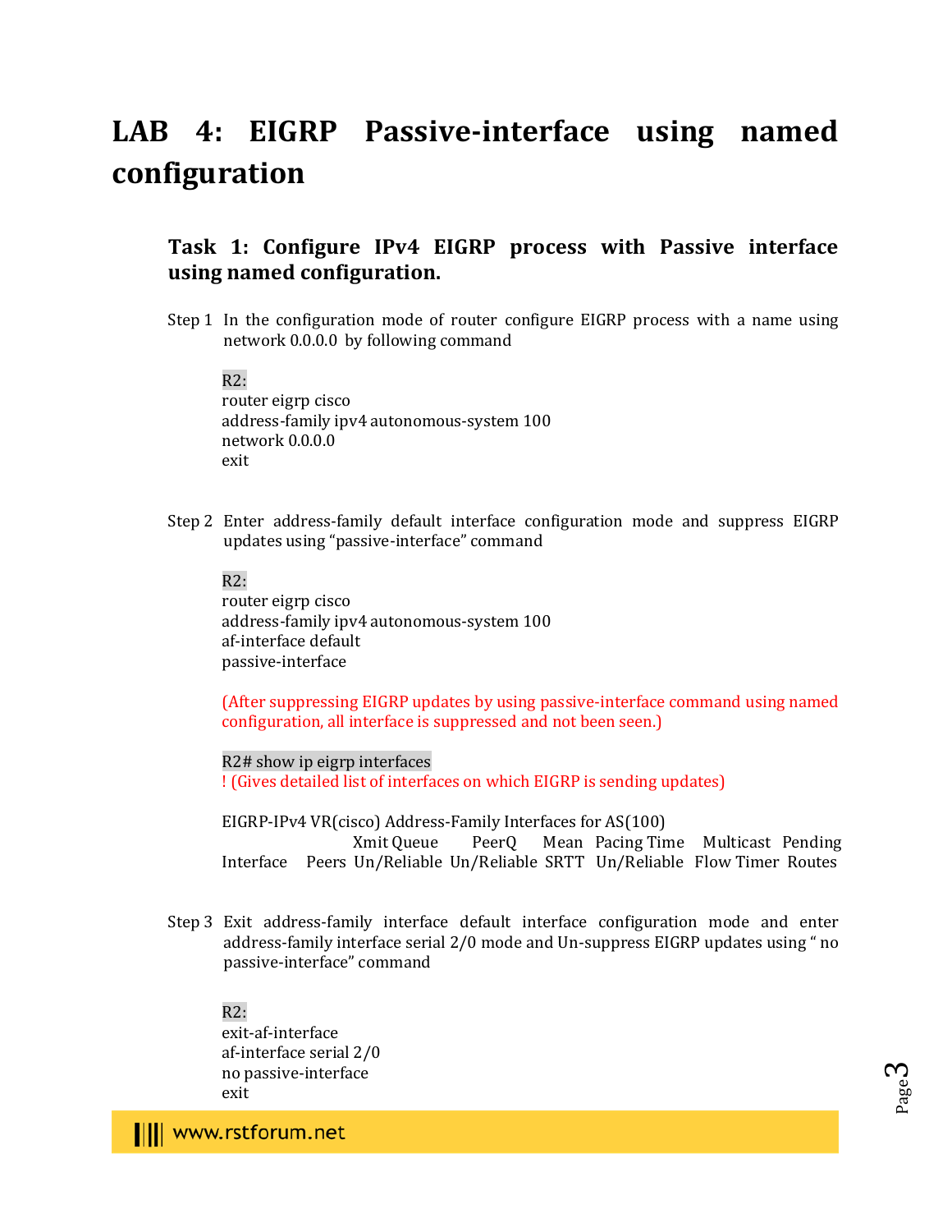# LAB 4: EIGRP Passive-interface using named configuration

## Task 1: Configure IPv4 EIGRP process with Passive interface using named configuration.

Step 1 In the configuration mode of router configure EIGRP process with a name using network 0.0.0.0 by following command

```
R2:
router eigrp cisco
address-family ipv4 autonomous-system 100
network 0.0.0.0
exit
```

Step 2 Enter address-family default interface configuration mode and suppress EIGRP updates using "passive-interface" command

```
R2:
router eigrp cisco
address-family ipv4 autonomous-system 100
af-interface default
passive-interface
```

(After suppressing EIGRP updates by using passive-interface command using named configuration, all interface is suppressed and not been seen.)

```
R2# show ip eigrp interfaces
```

! (Gives detailed list of interfaces on which EIGRP is sending updates)

```
EIGRP-IPv4 VR(cisco) Address-Family Interfaces for AS(100)
                        Xmit Queue    PeerQ      Mean   Pacing Time   Multicast  Pending
Interface    Peers  Un/Reliable  Un/Reliable  SRTT   Un/Reliable   Flow Timer  Routes
```

Step 3 Exit address-family interface default interface configuration mode and enter address-family interface serial 2/0 mode and Un-suppress EIGRP updates using " no passive-interface" command

```
R2:
exit-af-interface
af-interface serial 2/0
no passive-interface
exit
```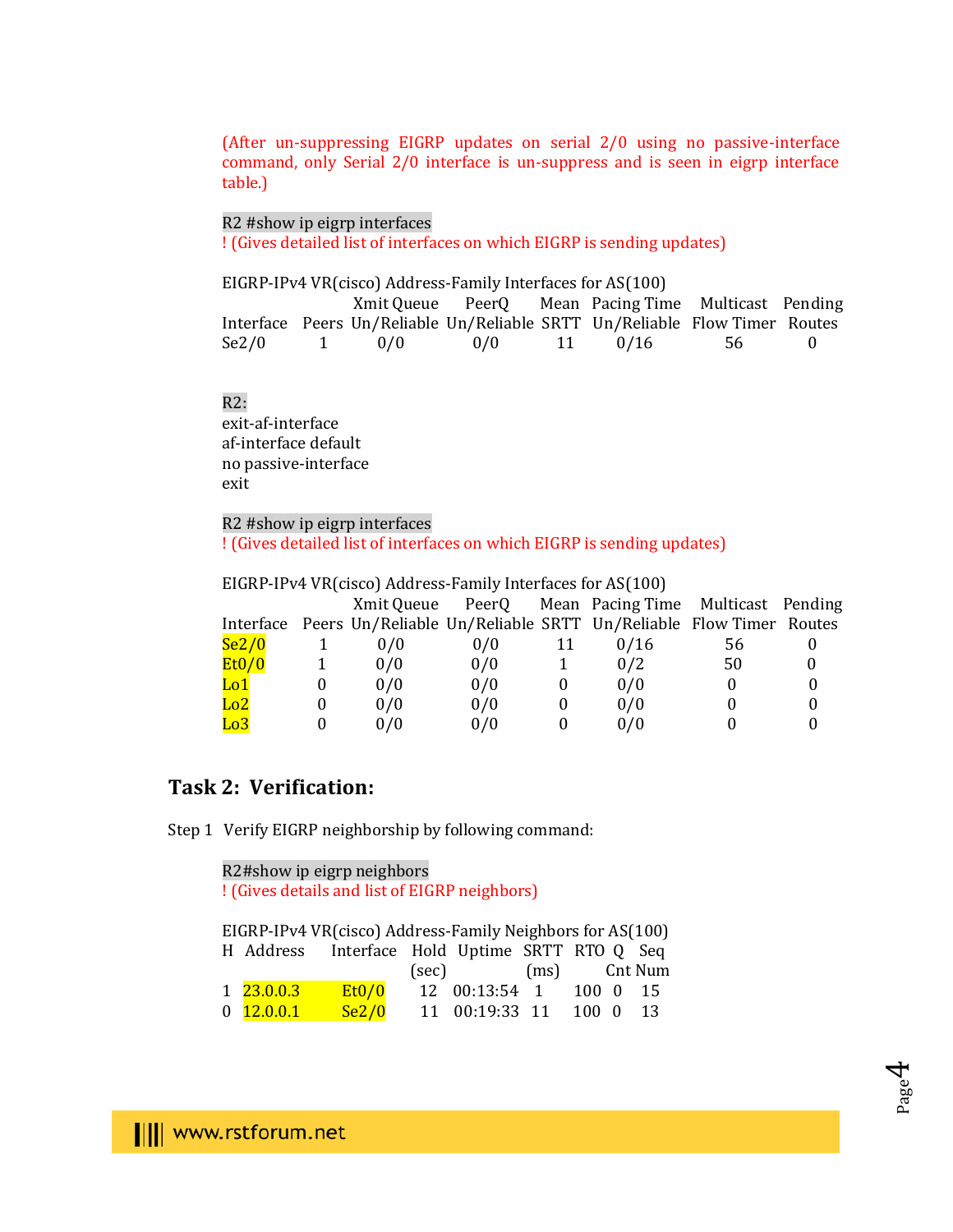(After un-suppressing EIGRP updates on serial 2/0 using no passive-interface command, only Serial 2/0 interface is un-suppress and is seen in eigrp interface table.)

```
R2 #show ip eigrp interfaces
! (Gives detailed list of interfaces on which EIGRP is sending updates)

EIGRP-IPv4 VR(cisco) Address-Family Interfaces for AS(100)
                   Xmit Queue   PeerQ      Mean  Pacing Time  Multicast  Pending
Interface  Peers  Un/Reliable  Un/Reliable  SRTT  Un/Reliable  Flow Timer  Routes
Se2/0        1        0/0          0/0       11      0/16         56          0
```

```
R2:
exit-af-interface
af-interface default
no passive-interface
exit
```

```
R2 #show ip eigrp interfaces
! (Gives detailed list of interfaces on which EIGRP is sending updates)

EIGRP-IPv4 VR(cisco) Address-Family Interfaces for AS(100)
                   Xmit Queue   PeerQ      Mean  Pacing Time  Multicast  Pending
Interface  Peers  Un/Reliable  Un/Reliable  SRTT  Un/Reliable  Flow Timer  Routes
Se2/0        1        0/0          0/0       11      0/16         56          0
Et0/0        1        0/0          0/0        1      0/2          50          0
Lo1          0        0/0          0/0        0      0/0           0          0
Lo2          0        0/0          0/0        0      0/0           0          0
Lo3          0        0/0          0/0        0      0/0           0          0
```

## Task 2: Verification:

Step 1 Verify EIGRP neighborship by following command:

```
R2#show ip eigrp neighbors
! (Gives details and list of EIGRP neighbors)

EIGRP-IPv4 VR(cisco) Address-Family Neighbors for AS(100)
H  Address     Interface   Hold  Uptime   SRTT  RTO  Q   Seq
                           (sec)          (ms)       Cnt Num
1  23.0.0.3      Et0/0      12   00:13:54   1    100  0   15
0  12.0.0.1      Se2/0      11   00:19:33  11    100  0   13
```